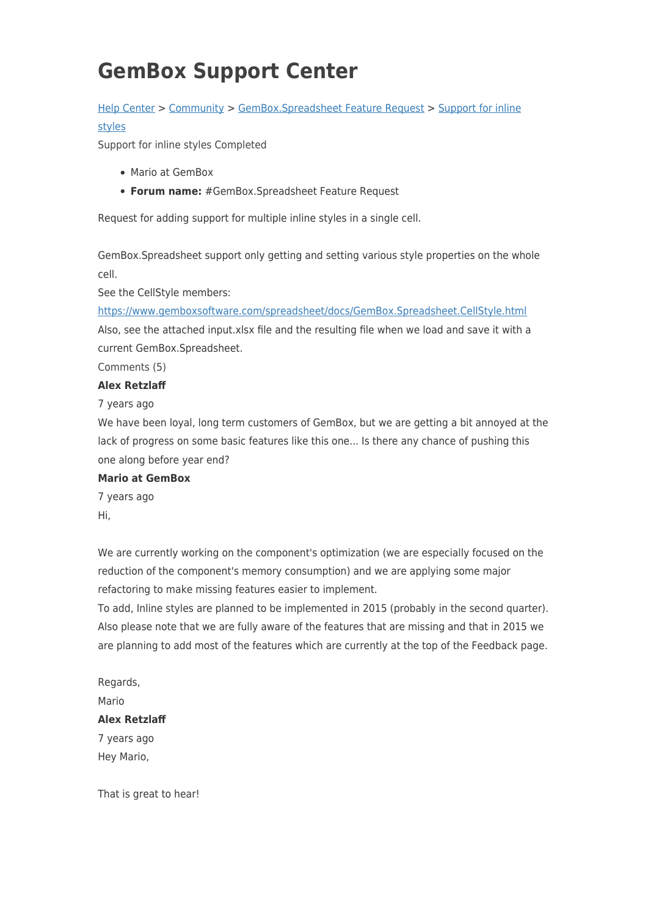# GemBox Support Center

[Help Center](#) > [Community](#) > [GemBox.Spreadsheet Feature Request](#) > [Support for inline styles](#)

Support for inline styles Completed

- Mario at GemBox
- **Forum name:** #GemBox.Spreadsheet Feature Request

Request for adding support for multiple inline styles in a single cell.

GemBox.Spreadsheet support only getting and setting various style properties on the whole cell.
See the CellStyle members:
[https://www.gemboxsoftware.com/spreadsheet/docs/GemBox.Spreadsheet.CellStyle.html](https://www.gemboxsoftware.com/spreadsheet/docs/GemBox.Spreadsheet.CellStyle.html)
Also, see the attached input.xlsx file and the resulting file when we load and save it with a current GemBox.Spreadsheet.

Comments (5)

**Alex Retzlaff**

7 years ago

We have been loyal, long term customers of GemBox, but we are getting a bit annoyed at the lack of progress on some basic features like this one... Is there any chance of pushing this one along before year end?

**Mario at GemBox**

7 years ago

Hi,

We are currently working on the component's optimization (we are especially focused on the reduction of the component's memory consumption) and we are applying some major refactoring to make missing features easier to implement.
To add, Inline styles are planned to be implemented in 2015 (probably in the second quarter).
Also please note that we are fully aware of the features that are missing and that in 2015 we are planning to add most of the features which are currently at the top of the Feedback page.

Regards,
Mario

**Alex Retzlaff**

7 years ago

Hey Mario,

That is great to hear!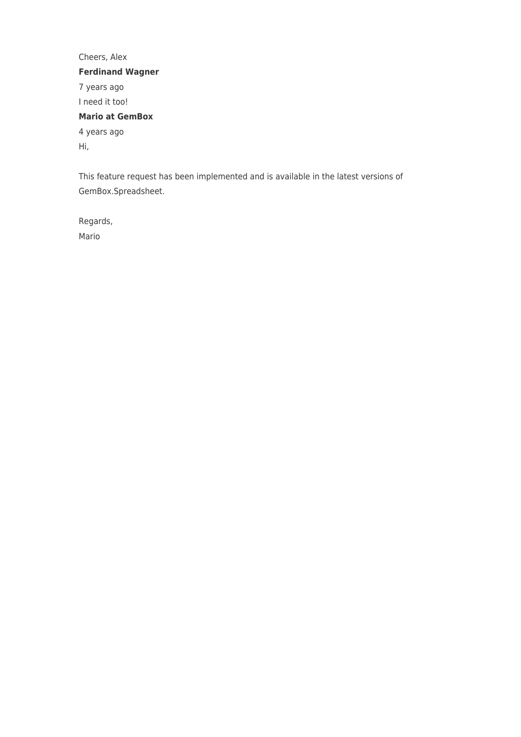Cheers, Alex

**Ferdinand Wagner**

7 years ago

I need it too!

**Mario at GemBox**

4 years ago

Hi,

This feature request has been implemented and is available in the latest versions of GemBox.Spreadsheet.

Regards,
Mario